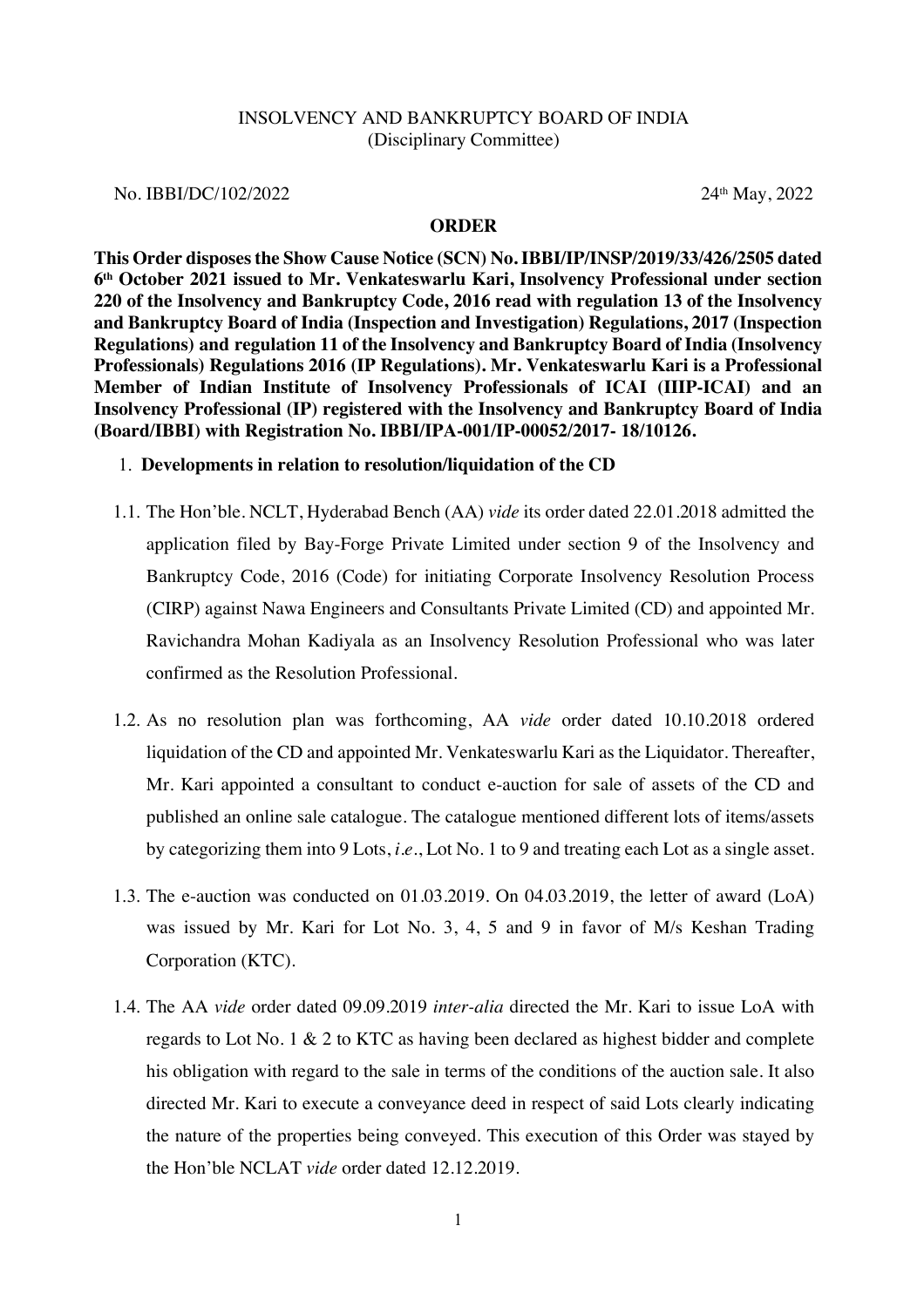INSOLVENCY AND BANKRUPTCY BOARD OF INDIA
(Disciplinary Committee)

No. IBBI/DC/102/2022 24th May, 2022

**ORDER**

**This Order disposes the Show Cause Notice (SCN) No. IBBI/IP/INSP/2019/33/426/2505 dated 6th October 2021 issued to Mr. Venkateswarlu Kari, Insolvency Professional under section 220 of the Insolvency and Bankruptcy Code, 2016 read with regulation 13 of the Insolvency and Bankruptcy Board of India (Inspection and Investigation) Regulations, 2017 (Inspection Regulations) and regulation 11 of the Insolvency and Bankruptcy Board of India (Insolvency Professionals) Regulations 2016 (IP Regulations). Mr. Venkateswarlu Kari is a Professional Member of Indian Institute of Insolvency Professionals of ICAI (IIIP-ICAI) and an Insolvency Professional (IP) registered with the Insolvency and Bankruptcy Board of India (Board/IBBI) with Registration No. IBBI/IPA-001/IP-00052/2017- 18/10126.**

1. **Developments in relation to resolution/liquidation of the CD**

1.1. The Hon'ble. NCLT, Hyderabad Bench (AA) *vide* its order dated 22.01.2018 admitted the application filed by Bay-Forge Private Limited under section 9 of the Insolvency and Bankruptcy Code, 2016 (Code) for initiating Corporate Insolvency Resolution Process (CIRP) against Nawa Engineers and Consultants Private Limited (CD) and appointed Mr. Ravichandra Mohan Kadiyala as an Insolvency Resolution Professional who was later confirmed as the Resolution Professional.

1.2. As no resolution plan was forthcoming, AA *vide* order dated 10.10.2018 ordered liquidation of the CD and appointed Mr. Venkateswarlu Kari as the Liquidator. Thereafter, Mr. Kari appointed a consultant to conduct e-auction for sale of assets of the CD and published an online sale catalogue. The catalogue mentioned different lots of items/assets by categorizing them into 9 Lots, *i.e.*, Lot No. 1 to 9 and treating each Lot as a single asset.

1.3. The e-auction was conducted on 01.03.2019. On 04.03.2019, the letter of award (LoA) was issued by Mr. Kari for Lot No. 3, 4, 5 and 9 in favor of M/s Keshan Trading Corporation (KTC).

1.4. The AA *vide* order dated 09.09.2019 *inter-alia* directed the Mr. Kari to issue LoA with regards to Lot No. 1 & 2 to KTC as having been declared as highest bidder and complete his obligation with regard to the sale in terms of the conditions of the auction sale. It also directed Mr. Kari to execute a conveyance deed in respect of said Lots clearly indicating the nature of the properties being conveyed. This execution of this Order was stayed by the Hon'ble NCLAT *vide* order dated 12.12.2019.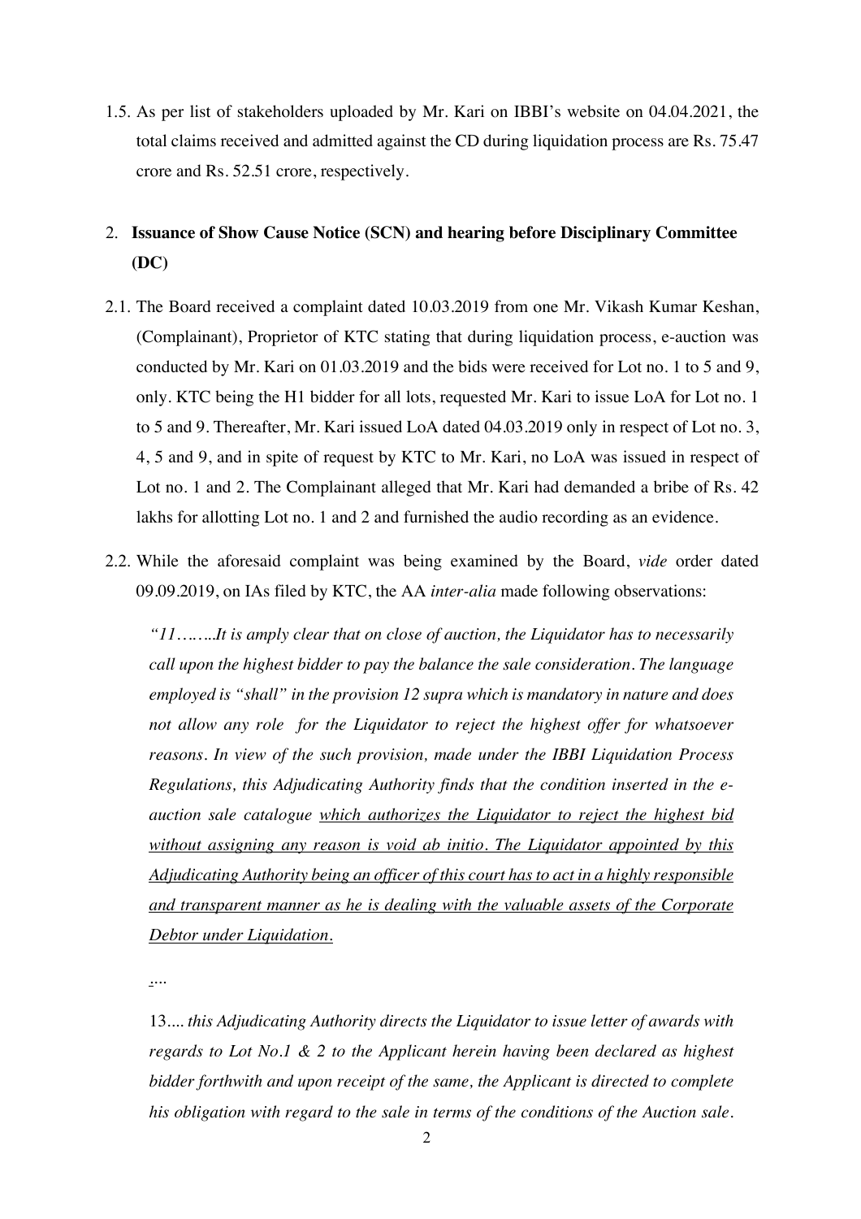1.5. As per list of stakeholders uploaded by Mr. Kari on IBBI's website on 04.04.2021, the total claims received and admitted against the CD during liquidation process are Rs. 75.47 crore and Rs. 52.51 crore, respectively.

## 2. Issuance of Show Cause Notice (SCN) and hearing before Disciplinary Committee (DC)

2.1. The Board received a complaint dated 10.03.2019 from one Mr. Vikash Kumar Keshan, (Complainant), Proprietor of KTC stating that during liquidation process, e-auction was conducted by Mr. Kari on 01.03.2019 and the bids were received for Lot no. 1 to 5 and 9, only. KTC being the H1 bidder for all lots, requested Mr. Kari to issue LoA for Lot no. 1 to 5 and 9. Thereafter, Mr. Kari issued LoA dated 04.03.2019 only in respect of Lot no. 3, 4, 5 and 9, and in spite of request by KTC to Mr. Kari, no LoA was issued in respect of Lot no. 1 and 2. The Complainant alleged that Mr. Kari had demanded a bribe of Rs. 42 lakhs for allotting Lot no. 1 and 2 and furnished the audio recording as an evidence.

2.2. While the aforesaid complaint was being examined by the Board, *vide* order dated 09.09.2019, on IAs filed by KTC, the AA *inter-alia* made following observations:

> *"11……..It is amply clear that on close of auction, the Liquidator has to necessarily call upon the highest bidder to pay the balance the sale consideration. The language employed is "shall" in the provision 12 supra which is mandatory in nature and does not allow any role for the Liquidator to reject the highest offer for whatsoever reasons. In view of the such provision, made under the IBBI Liquidation Process Regulations, this Adjudicating Authority finds that the condition inserted in the e-auction sale catalogue <u>which authorizes the Liquidator to reject the highest bid without assigning any reason is void ab initio. The Liquidator appointed by this Adjudicating Authority being an officer of this court has to act in a highly responsible and transparent manner as he is dealing with the valuable assets of the Corporate Debtor under Liquidation.</u>*
>
> *….*
>
> 13…. *this Adjudicating Authority directs the Liquidator to issue letter of awards with regards to Lot No.1 & 2 to the Applicant herein having been declared as highest bidder forthwith and upon receipt of the same, the Applicant is directed to complete his obligation with regard to the sale in terms of the conditions of the Auction sale.*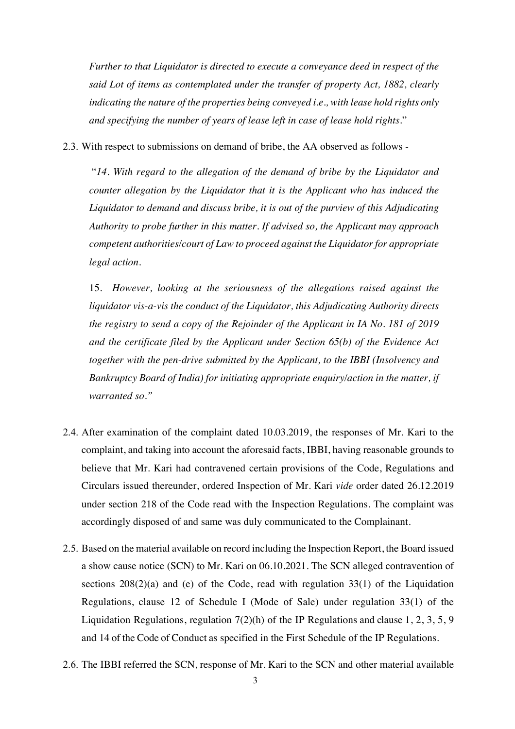*Further to that Liquidator is directed to execute a conveyance deed in respect of the said Lot of items as contemplated under the transfer of property Act, 1882, clearly indicating the nature of the properties being conveyed i.e., with lease hold rights only and specifying the number of years of lease left in case of lease hold rights*."

2.3. With respect to submissions on demand of bribe, the AA observed as follows -

> "*14. With regard to the allegation of the demand of bribe by the Liquidator and counter allegation by the Liquidator that it is the Applicant who has induced the Liquidator to demand and discuss bribe, it is out of the purview of this Adjudicating Authority to probe further in this matter. If advised so, the Applicant may approach competent authorities/court of Law to proceed against the Liquidator for appropriate legal action.*
>
> 15. *However, looking at the seriousness of the allegations raised against the liquidator vis-a-vis the conduct of the Liquidator, this Adjudicating Authority directs the registry to send a copy of the Rejoinder of the Applicant in IA No. 181 of 2019 and the certificate filed by the Applicant under Section 65(b) of the Evidence Act together with the pen-drive submitted by the Applicant, to the IBBI (Insolvency and Bankruptcy Board of India) for initiating appropriate enquiry/action in the matter, if warranted so."*

2.4. After examination of the complaint dated 10.03.2019, the responses of Mr. Kari to the complaint, and taking into account the aforesaid facts, IBBI, having reasonable grounds to believe that Mr. Kari had contravened certain provisions of the Code, Regulations and Circulars issued thereunder, ordered Inspection of Mr. Kari *vide* order dated 26.12.2019 under section 218 of the Code read with the Inspection Regulations. The complaint was accordingly disposed of and same was duly communicated to the Complainant.

2.5. Based on the material available on record including the Inspection Report, the Board issued a show cause notice (SCN) to Mr. Kari on 06.10.2021. The SCN alleged contravention of sections 208(2)(a) and (e) of the Code, read with regulation 33(1) of the Liquidation Regulations, clause 12 of Schedule I (Mode of Sale) under regulation 33(1) of the Liquidation Regulations, regulation 7(2)(h) of the IP Regulations and clause 1, 2, 3, 5, 9 and 14 of the Code of Conduct as specified in the First Schedule of the IP Regulations.

2.6. The IBBI referred the SCN, response of Mr. Kari to the SCN and other material available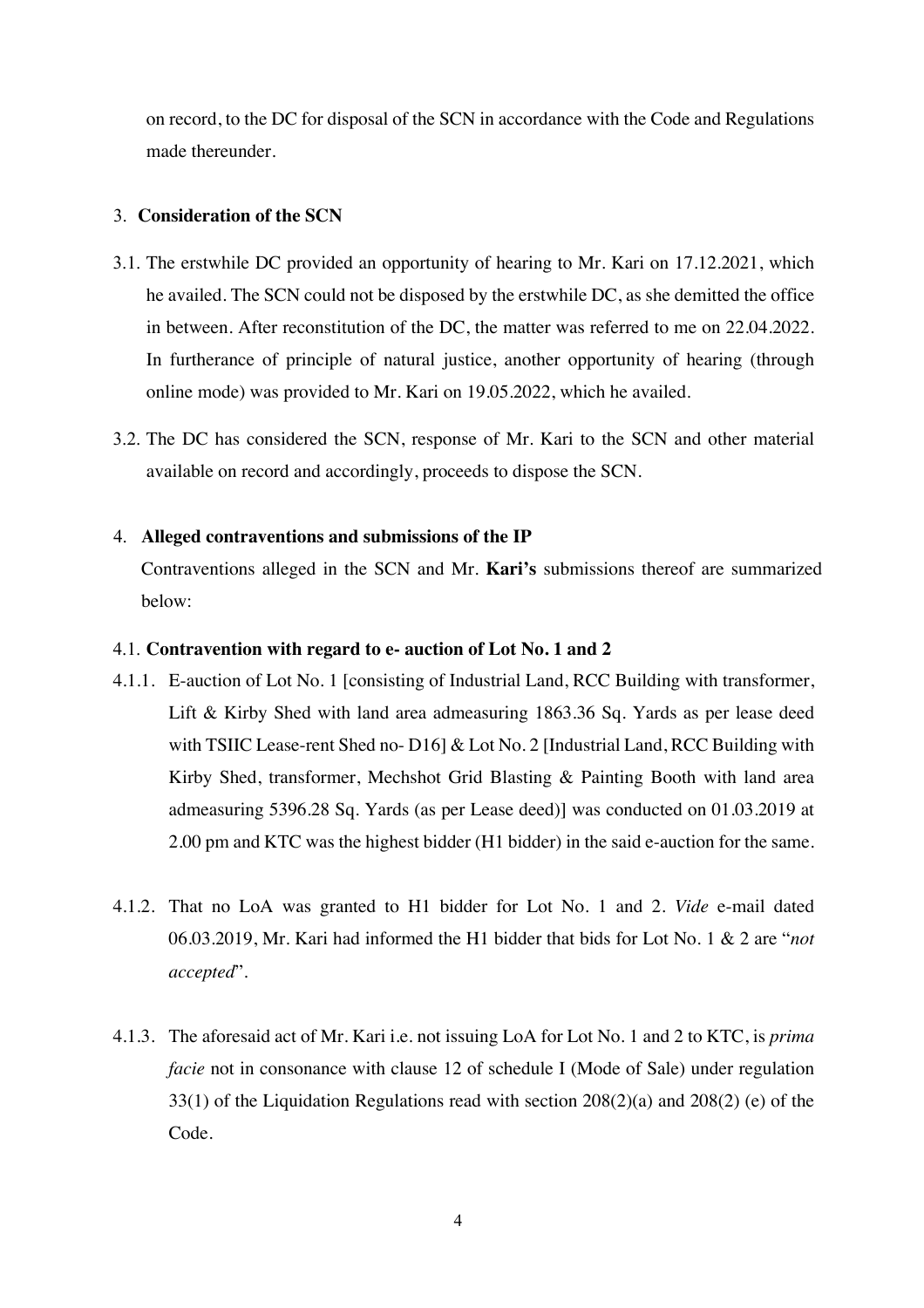on record, to the DC for disposal of the SCN in accordance with the Code and Regulations made thereunder.

3. **Consideration of the SCN**

3.1. The erstwhile DC provided an opportunity of hearing to Mr. Kari on 17.12.2021, which he availed. The SCN could not be disposed by the erstwhile DC, as she demitted the office in between. After reconstitution of the DC, the matter was referred to me on 22.04.2022. In furtherance of principle of natural justice, another opportunity of hearing (through online mode) was provided to Mr. Kari on 19.05.2022, which he availed.

3.2. The DC has considered the SCN, response of Mr. Kari to the SCN and other material available on record and accordingly, proceeds to dispose the SCN.

4. **Alleged contraventions and submissions of the IP**

Contraventions alleged in the SCN and Mr. **Kari's** submissions thereof are summarized below:

4.1. **Contravention with regard to e- auction of Lot No. 1 and 2**

4.1.1. E-auction of Lot No. 1 [consisting of Industrial Land, RCC Building with transformer, Lift & Kirby Shed with land area admeasuring 1863.36 Sq. Yards as per lease deed with TSIIC Lease-rent Shed no- D16] & Lot No. 2 [Industrial Land, RCC Building with Kirby Shed, transformer, Mechshot Grid Blasting & Painting Booth with land area admeasuring 5396.28 Sq. Yards (as per Lease deed)] was conducted on 01.03.2019 at 2.00 pm and KTC was the highest bidder (H1 bidder) in the said e-auction for the same.

4.1.2. That no LoA was granted to H1 bidder for Lot No. 1 and 2. *Vide* e-mail dated 06.03.2019, Mr. Kari had informed the H1 bidder that bids for Lot No. 1 & 2 are "*not accepted*".

4.1.3. The aforesaid act of Mr. Kari i.e. not issuing LoA for Lot No. 1 and 2 to KTC, is *prima facie* not in consonance with clause 12 of schedule I (Mode of Sale) under regulation 33(1) of the Liquidation Regulations read with section 208(2)(a) and 208(2) (e) of the Code.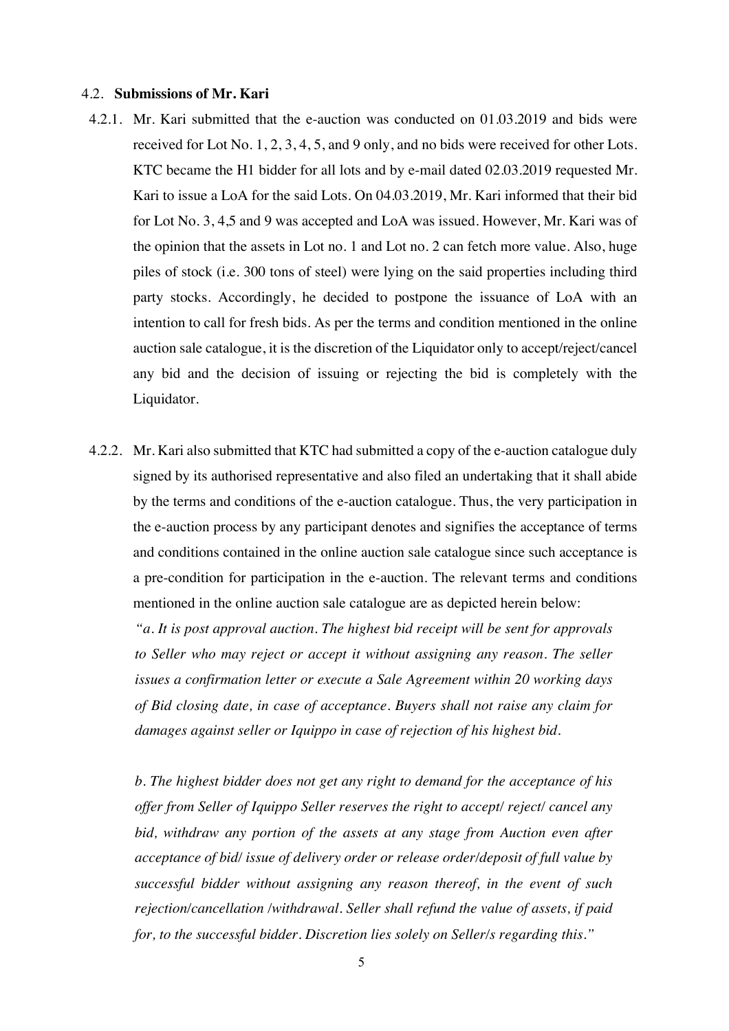### 4.2. **Submissions of Mr. Kari**

4.2.1. Mr. Kari submitted that the e-auction was conducted on 01.03.2019 and bids were received for Lot No. 1, 2, 3, 4, 5, and 9 only, and no bids were received for other Lots. KTC became the H1 bidder for all lots and by e-mail dated 02.03.2019 requested Mr. Kari to issue a LoA for the said Lots. On 04.03.2019, Mr. Kari informed that their bid for Lot No. 3, 4,5 and 9 was accepted and LoA was issued. However, Mr. Kari was of the opinion that the assets in Lot no. 1 and Lot no. 2 can fetch more value. Also, huge piles of stock (i.e. 300 tons of steel) were lying on the said properties including third party stocks. Accordingly, he decided to postpone the issuance of LoA with an intention to call for fresh bids. As per the terms and condition mentioned in the online auction sale catalogue, it is the discretion of the Liquidator only to accept/reject/cancel any bid and the decision of issuing or rejecting the bid is completely with the Liquidator.

4.2.2. Mr. Kari also submitted that KTC had submitted a copy of the e-auction catalogue duly signed by its authorised representative and also filed an undertaking that it shall abide by the terms and conditions of the e-auction catalogue. Thus, the very participation in the e-auction process by any participant denotes and signifies the acceptance of terms and conditions contained in the online auction sale catalogue since such acceptance is a pre-condition for participation in the e-auction. The relevant terms and conditions mentioned in the online auction sale catalogue are as depicted herein below:

*"a. It is post approval auction. The highest bid receipt will be sent for approvals to Seller who may reject or accept it without assigning any reason. The seller issues a confirmation letter or execute a Sale Agreement within 20 working days of Bid closing date, in case of acceptance. Buyers shall not raise any claim for damages against seller or Iquippo in case of rejection of his highest bid.*

*b. The highest bidder does not get any right to demand for the acceptance of his offer from Seller of Iquippo Seller reserves the right to accept/ reject/ cancel any bid, withdraw any portion of the assets at any stage from Auction even after acceptance of bid/ issue of delivery order or release order/deposit of full value by successful bidder without assigning any reason thereof, in the event of such rejection/cancellation /withdrawal. Seller shall refund the value of assets, if paid for, to the successful bidder. Discretion lies solely on Seller/s regarding this."*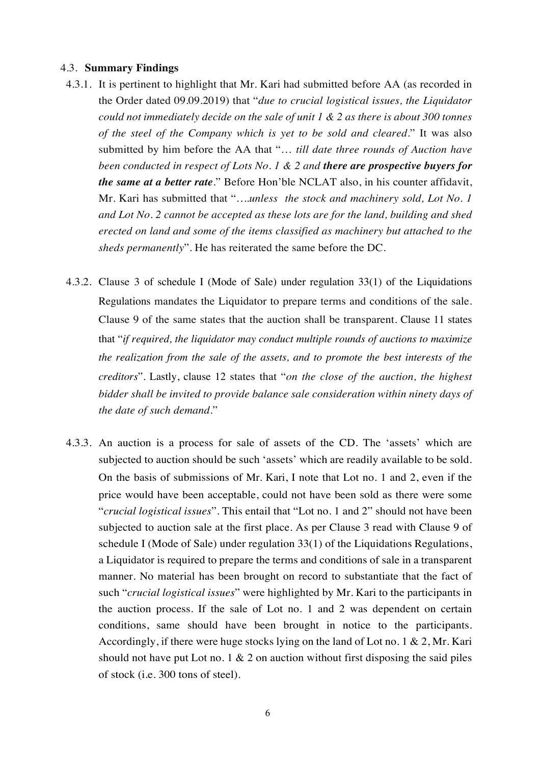### 4.3. **Summary Findings**

4.3.1. It is pertinent to highlight that Mr. Kari had submitted before AA (as recorded in the Order dated 09.09.2019) that "*due to crucial logistical issues, the Liquidator could not immediately decide on the sale of unit 1 & 2 as there is about 300 tonnes of the steel of the Company which is yet to be sold and cleared*." It was also submitted by him before the AA that "… *till date three rounds of Auction have been conducted in respect of Lots No. 1 & 2 and* ***there are prospective buyers for the same at a better rate***." Before Hon'ble NCLAT also, in his counter affidavit, Mr. Kari has submitted that "….*unless the stock and machinery sold, Lot No. 1 and Lot No. 2 cannot be accepted as these lots are for the land, building and shed erected on land and some of the items classified as machinery but attached to the sheds permanently*". He has reiterated the same before the DC.

4.3.2. Clause 3 of schedule I (Mode of Sale) under regulation 33(1) of the Liquidations Regulations mandates the Liquidator to prepare terms and conditions of the sale. Clause 9 of the same states that the auction shall be transparent. Clause 11 states that "*if required, the liquidator may conduct multiple rounds of auctions to maximize the realization from the sale of the assets, and to promote the best interests of the creditors*". Lastly, clause 12 states that "*on the close of the auction, the highest bidder shall be invited to provide balance sale consideration within ninety days of the date of such demand*."

4.3.3. An auction is a process for sale of assets of the CD. The 'assets' which are subjected to auction should be such 'assets' which are readily available to be sold. On the basis of submissions of Mr. Kari, I note that Lot no. 1 and 2, even if the price would have been acceptable, could not have been sold as there were some "*crucial logistical issues*". This entail that "Lot no. 1 and 2" should not have been subjected to auction sale at the first place. As per Clause 3 read with Clause 9 of schedule I (Mode of Sale) under regulation 33(1) of the Liquidations Regulations, a Liquidator is required to prepare the terms and conditions of sale in a transparent manner. No material has been brought on record to substantiate that the fact of such "*crucial logistical issues*" were highlighted by Mr. Kari to the participants in the auction process. If the sale of Lot no. 1 and 2 was dependent on certain conditions, same should have been brought in notice to the participants. Accordingly, if there were huge stocks lying on the land of Lot no. 1 & 2, Mr. Kari should not have put Lot no. 1 & 2 on auction without first disposing the said piles of stock (i.e. 300 tons of steel).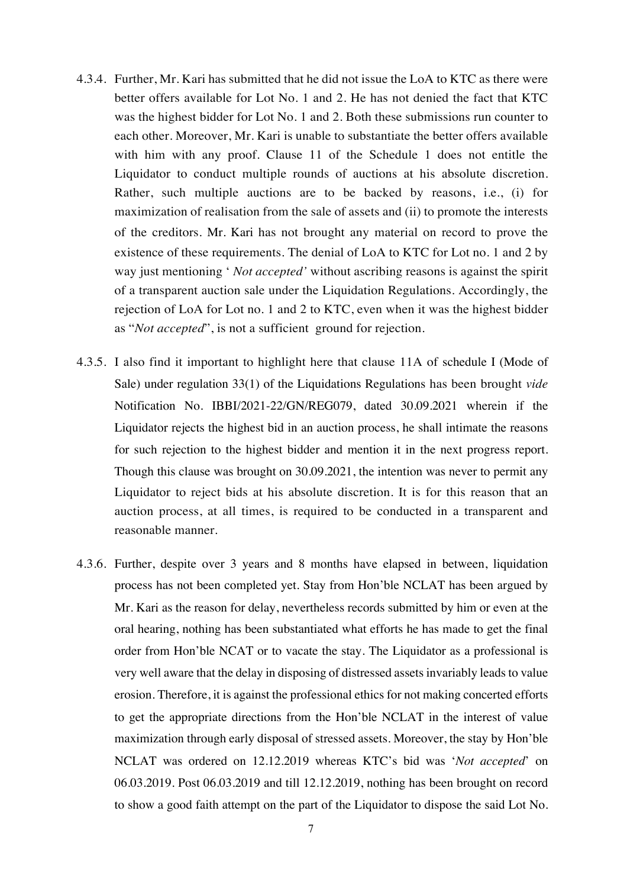4.3.4. Further, Mr. Kari has submitted that he did not issue the LoA to KTC as there were better offers available for Lot No. 1 and 2. He has not denied the fact that KTC was the highest bidder for Lot No. 1 and 2. Both these submissions run counter to each other. Moreover, Mr. Kari is unable to substantiate the better offers available with him with any proof. Clause 11 of the Schedule 1 does not entitle the Liquidator to conduct multiple rounds of auctions at his absolute discretion. Rather, such multiple auctions are to be backed by reasons, i.e., (i) for maximization of realisation from the sale of assets and (ii) to promote the interests of the creditors. Mr. Kari has not brought any material on record to prove the existence of these requirements. The denial of LoA to KTC for Lot no. 1 and 2 by way just mentioning ' *Not accepted'* without ascribing reasons is against the spirit of a transparent auction sale under the Liquidation Regulations. Accordingly, the rejection of LoA for Lot no. 1 and 2 to KTC, even when it was the highest bidder as "*Not accepted*", is not a sufficient ground for rejection.

4.3.5. I also find it important to highlight here that clause 11A of schedule I (Mode of Sale) under regulation 33(1) of the Liquidations Regulations has been brought *vide* Notification No. IBBI/2021-22/GN/REG079, dated 30.09.2021 wherein if the Liquidator rejects the highest bid in an auction process, he shall intimate the reasons for such rejection to the highest bidder and mention it in the next progress report. Though this clause was brought on 30.09.2021, the intention was never to permit any Liquidator to reject bids at his absolute discretion. It is for this reason that an auction process, at all times, is required to be conducted in a transparent and reasonable manner.

4.3.6. Further, despite over 3 years and 8 months have elapsed in between, liquidation process has not been completed yet. Stay from Hon'ble NCLAT has been argued by Mr. Kari as the reason for delay, nevertheless records submitted by him or even at the oral hearing, nothing has been substantiated what efforts he has made to get the final order from Hon'ble NCAT or to vacate the stay. The Liquidator as a professional is very well aware that the delay in disposing of distressed assets invariably leads to value erosion. Therefore, it is against the professional ethics for not making concerted efforts to get the appropriate directions from the Hon'ble NCLAT in the interest of value maximization through early disposal of stressed assets. Moreover, the stay by Hon'ble NCLAT was ordered on 12.12.2019 whereas KTC's bid was '*Not accepted*' on 06.03.2019. Post 06.03.2019 and till 12.12.2019, nothing has been brought on record to show a good faith attempt on the part of the Liquidator to dispose the said Lot No.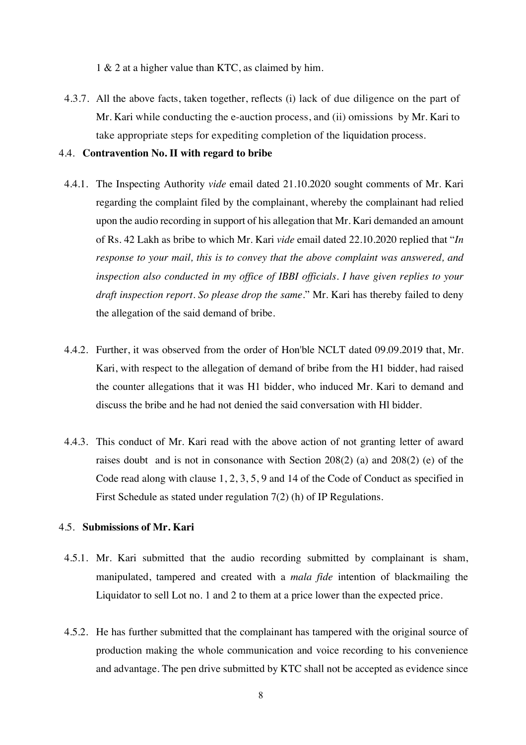1 & 2 at a higher value than KTC, as claimed by him.

4.3.7. All the above facts, taken together, reflects (i) lack of due diligence on the part of Mr. Kari while conducting the e-auction process, and (ii) omissions by Mr. Kari to take appropriate steps for expediting completion of the liquidation process.

4.4. **Contravention No. II with regard to bribe**

4.4.1. The Inspecting Authority *vide* email dated 21.10.2020 sought comments of Mr. Kari regarding the complaint filed by the complainant, whereby the complainant had relied upon the audio recording in support of his allegation that Mr. Kari demanded an amount of Rs. 42 Lakh as bribe to which Mr. Kari *vide* email dated 22.10.2020 replied that "*In response to your mail, this is to convey that the above complaint was answered, and inspection also conducted in my office of IBBI officials. I have given replies to your draft inspection report. So please drop the same.*" Mr. Kari has thereby failed to deny the allegation of the said demand of bribe.

4.4.2. Further, it was observed from the order of Hon'ble NCLT dated 09.09.2019 that, Mr. Kari, with respect to the allegation of demand of bribe from the H1 bidder, had raised the counter allegations that it was H1 bidder, who induced Mr. Kari to demand and discuss the bribe and he had not denied the said conversation with Hl bidder.

4.4.3. This conduct of Mr. Kari read with the above action of not granting letter of award raises doubt and is not in consonance with Section 208(2) (a) and 208(2) (e) of the Code read along with clause 1, 2, 3, 5, 9 and 14 of the Code of Conduct as specified in First Schedule as stated under regulation 7(2) (h) of IP Regulations.

4.5. **Submissions of Mr. Kari**

4.5.1. Mr. Kari submitted that the audio recording submitted by complainant is sham, manipulated, tampered and created with a *mala fide* intention of blackmailing the Liquidator to sell Lot no. 1 and 2 to them at a price lower than the expected price.

4.5.2. He has further submitted that the complainant has tampered with the original source of production making the whole communication and voice recording to his convenience and advantage. The pen drive submitted by KTC shall not be accepted as evidence since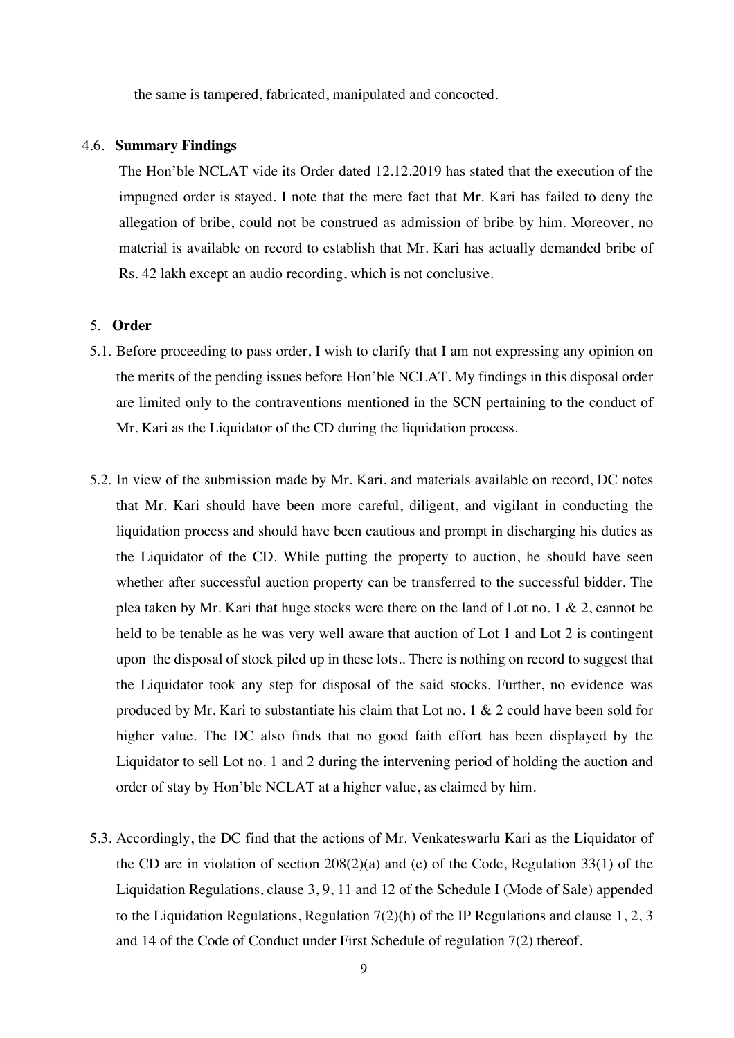the same is tampered, fabricated, manipulated and concocted.

4.6. **Summary Findings**

The Hon'ble NCLAT vide its Order dated 12.12.2019 has stated that the execution of the impugned order is stayed. I note that the mere fact that Mr. Kari has failed to deny the allegation of bribe, could not be construed as admission of bribe by him. Moreover, no material is available on record to establish that Mr. Kari has actually demanded bribe of Rs. 42 lakh except an audio recording, which is not conclusive.

5. **Order**

5.1. Before proceeding to pass order, I wish to clarify that I am not expressing any opinion on the merits of the pending issues before Hon'ble NCLAT. My findings in this disposal order are limited only to the contraventions mentioned in the SCN pertaining to the conduct of Mr. Kari as the Liquidator of the CD during the liquidation process.

5.2. In view of the submission made by Mr. Kari, and materials available on record, DC notes that Mr. Kari should have been more careful, diligent, and vigilant in conducting the liquidation process and should have been cautious and prompt in discharging his duties as the Liquidator of the CD. While putting the property to auction, he should have seen whether after successful auction property can be transferred to the successful bidder. The plea taken by Mr. Kari that huge stocks were there on the land of Lot no. 1 & 2, cannot be held to be tenable as he was very well aware that auction of Lot 1 and Lot 2 is contingent upon the disposal of stock piled up in these lots.. There is nothing on record to suggest that the Liquidator took any step for disposal of the said stocks. Further, no evidence was produced by Mr. Kari to substantiate his claim that Lot no. 1 & 2 could have been sold for higher value. The DC also finds that no good faith effort has been displayed by the Liquidator to sell Lot no. 1 and 2 during the intervening period of holding the auction and order of stay by Hon'ble NCLAT at a higher value, as claimed by him.

5.3. Accordingly, the DC find that the actions of Mr. Venkateswarlu Kari as the Liquidator of the CD are in violation of section 208(2)(a) and (e) of the Code, Regulation 33(1) of the Liquidation Regulations, clause 3, 9, 11 and 12 of the Schedule I (Mode of Sale) appended to the Liquidation Regulations, Regulation 7(2)(h) of the IP Regulations and clause 1, 2, 3 and 14 of the Code of Conduct under First Schedule of regulation 7(2) thereof.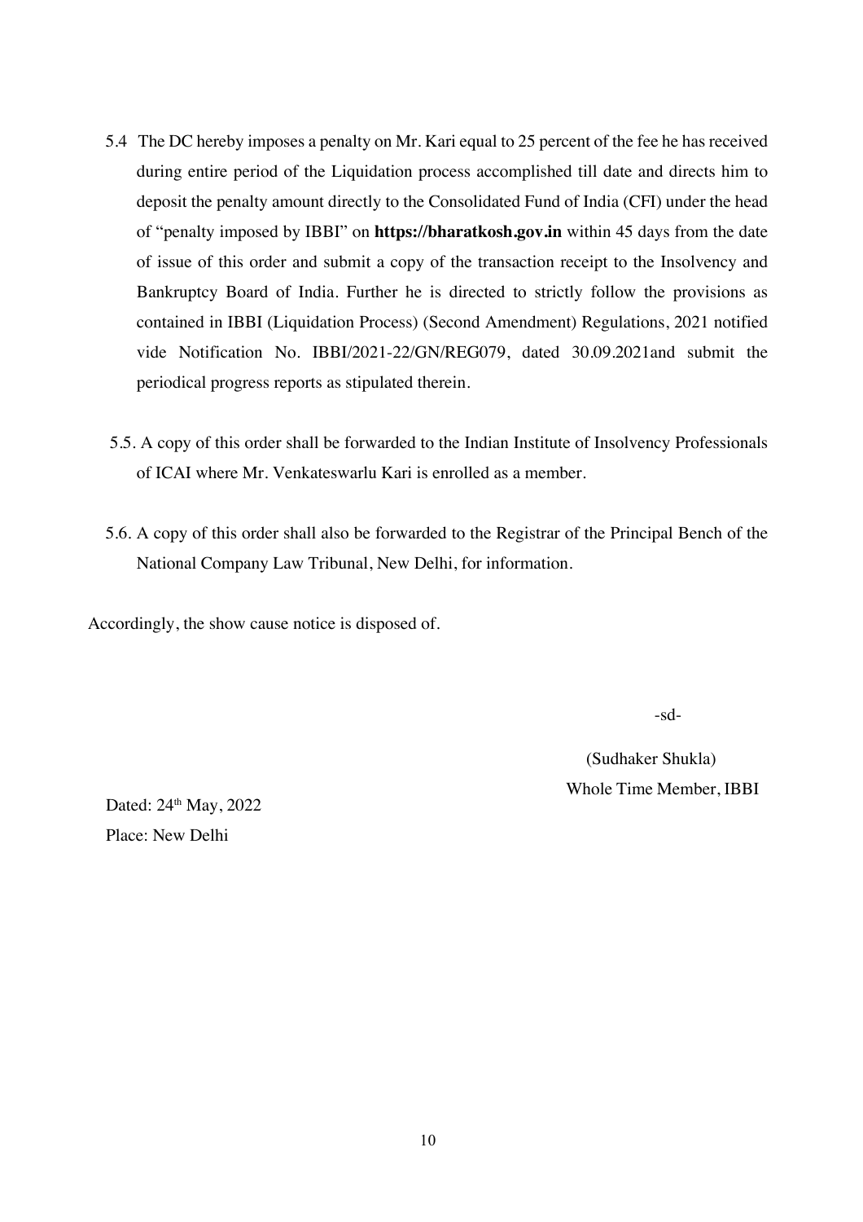5.4 The DC hereby imposes a penalty on Mr. Kari equal to 25 percent of the fee he has received during entire period of the Liquidation process accomplished till date and directs him to deposit the penalty amount directly to the Consolidated Fund of India (CFI) under the head of "penalty imposed by IBBI" on **https://bharatkosh.gov.in** within 45 days from the date of issue of this order and submit a copy of the transaction receipt to the Insolvency and Bankruptcy Board of India. Further he is directed to strictly follow the provisions as contained in IBBI (Liquidation Process) (Second Amendment) Regulations, 2021 notified vide Notification No. IBBI/2021-22/GN/REG079, dated 30.09.2021and submit the periodical progress reports as stipulated therein.

5.5. A copy of this order shall be forwarded to the Indian Institute of Insolvency Professionals of ICAI where Mr. Venkateswarlu Kari is enrolled as a member.

5.6. A copy of this order shall also be forwarded to the Registrar of the Principal Bench of the National Company Law Tribunal, New Delhi, for information.

Accordingly, the show cause notice is disposed of.

-sd-

(Sudhaker Shukla)

Whole Time Member, IBBI

Dated: 24th May, 2022

Place: New Delhi